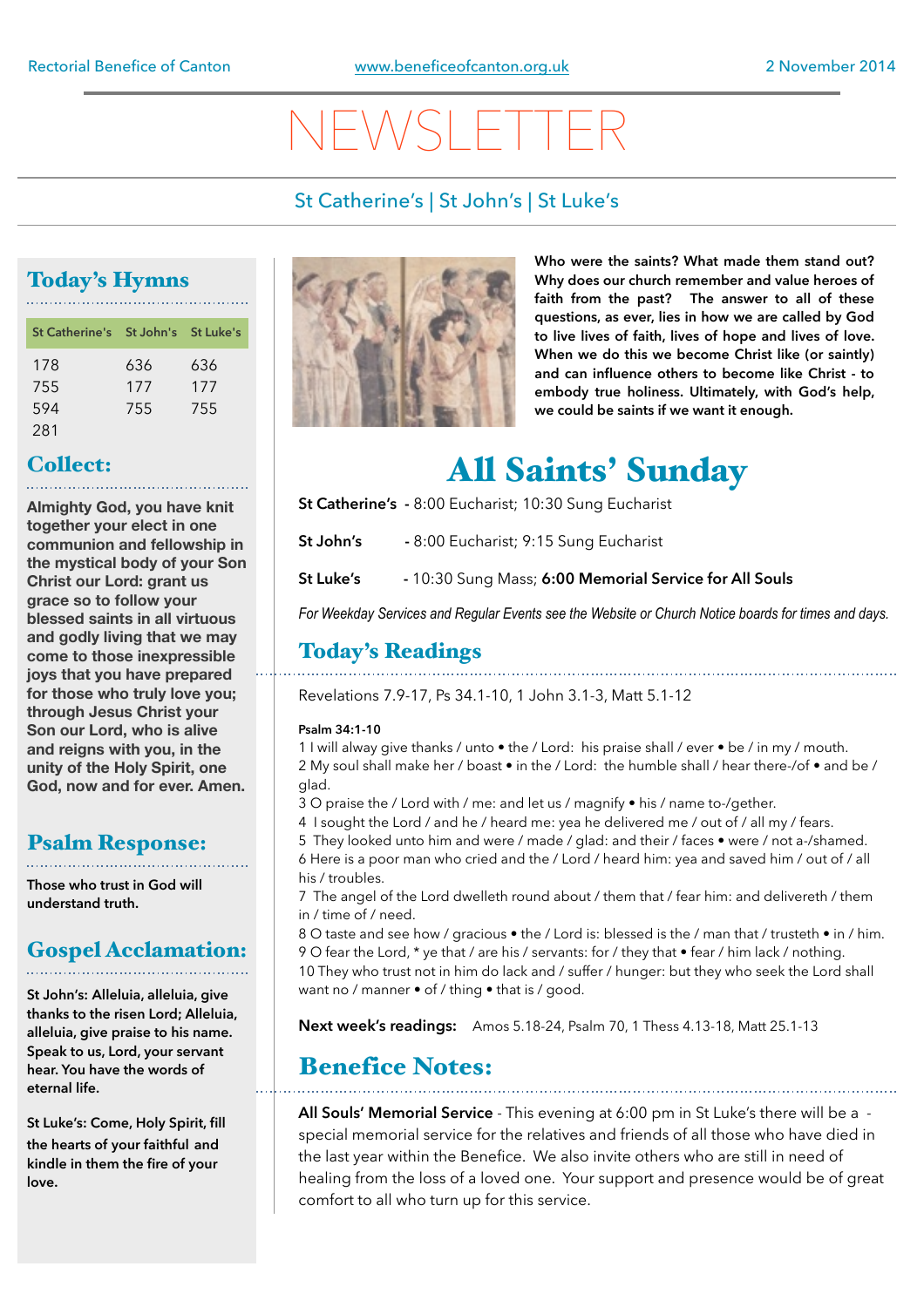Rectorial Benefice of Canton | www.beneficeofcanton.org.uk | 2 November 2014

# NEWSLETTER

St Catherine's | St John's | St Luke's

## Today's Hymns

| St Catherine's | St John's | St Luke's |
|---|---|---|
| 178 | 636 | 636 |
| 755 | 177 | 177 |
| 594 | 755 | 755 |
| 281 | | |

## Collect:

**Almighty God, you have knit together your elect in one communion and fellowship in the mystical body of your Son Christ our Lord: grant us grace so to follow your blessed saints in all virtuous and godly living that we may come to those inexpressible joys that you have prepared for those who truly love you; through Jesus Christ your Son our Lord, who is alive and reigns with you, in the unity of the Holy Spirit, one God, now and for ever. Amen.**

## Psalm Response:

**Those who trust in God will understand truth.**

## Gospel Acclamation:

**St John's: Alleluia, alleluia, give thanks to the risen Lord; Alleluia, alleluia, give praise to his name. Speak to us, Lord, your servant hear. You have the words of eternal life.**

**St Luke's: Come, Holy Spirit, fill the hearts of your faithful and kindle in them the fire of your love.**

**Who were the saints? What made them stand out? Why does our church remember and value heroes of faith from the past? The answer to all of these questions, as ever, lies in how we are called by God to live lives of faith, lives of hope and lives of love. When we do this we become Christ like (or saintly) and can influence others to become like Christ - to embody true holiness. Ultimately, with God's help, we could be saints if we want it enough.**

# All Saints' Sunday

**St Catherine's** - 8:00 Eucharist; 10:30 Sung Eucharist

**St John's** - 8:00 Eucharist; 9:15 Sung Eucharist

**St Luke's** - 10:30 Sung Mass; **6:00 Memorial Service for All Souls**

*For Weekday Services and Regular Events see the Website or Church Notice boards for times and days.*

## Today's Readings

Revelations 7.9-17, Ps 34.1-10, 1 John 3.1-3, Matt 5.1-12

**Psalm 34:1-10**

1 I will alway give thanks / unto • the / Lord: his praise shall / ever • be / in my / mouth.
2 My soul shall make her / boast • in the / Lord: the humble shall / hear there-/of • and be / glad.
3 O praise the / Lord with / me: and let us / magnify • his / name to-/gether.
4 I sought the Lord / and he / heard me: yea he delivered me / out of / all my / fears.
5 They looked unto him and were / made / glad: and their / faces • were / not a-/shamed.
6 Here is a poor man who cried and the / Lord / heard him: yea and saved him / out of / all his / troubles.
7 The angel of the Lord dwelleth round about / them that / fear him: and delivereth / them in / time of / need.
8 O taste and see how / gracious • the / Lord is: blessed is the / man that / trusteth • in / him.
9 O fear the Lord, * ye that / are his / servants: for / they that • fear / him lack / nothing.
10 They who trust not in him do lack and / suffer / hunger: but they who seek the Lord shall want no / manner • of / thing • that is / good.

**Next week's readings:** Amos 5.18-24, Psalm 70, 1 Thess 4.13-18, Matt 25.1-13

## Benefice Notes:

**All Souls' Memorial Service** - This evening at 6:00 pm in St Luke's there will be a - special memorial service for the relatives and friends of all those who have died in the last year within the Benefice. We also invite others who are still in need of healing from the loss of a loved one. Your support and presence would be of great comfort to all who turn up for this service.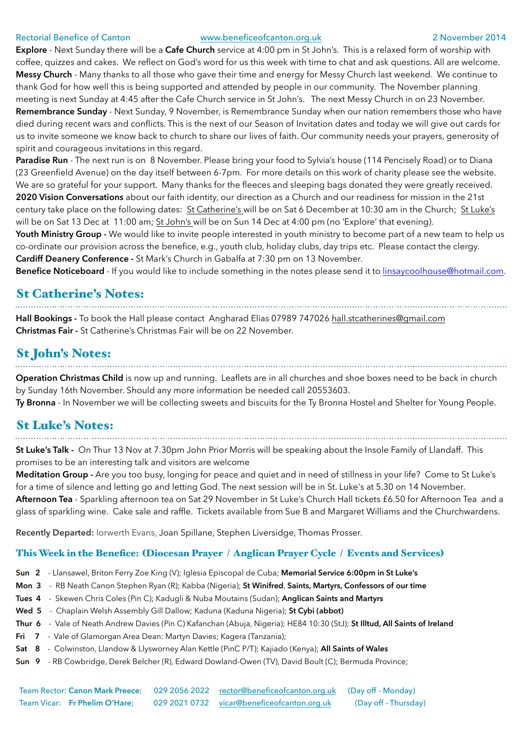Rectorial Benefice of Canton www.beneficeofcanton.org.uk 2 November 2014

**Explore** - Next Sunday there will be a **Cafe Church** service at 4:00 pm in St John's. This is a relaxed form of worship with coffee, quizzes and cakes. We reflect on God's word for us this week with time to chat and ask questions. All are welcome.

**Messy Church** - Many thanks to all those who gave their time and energy for Messy Church last weekend. We continue to thank God for how well this is being supported and attended by people in our community. The November planning meeting is next Sunday at 4:45 after the Cafe Church service in St John's. The next Messy Church in on 23 November.

**Remembrance Sunday** - Next Sunday, 9 November, is Remembrance Sunday when our nation remembers those who have died during recent wars and conflicts. This is the next of our Season of Invitation dates and today we will give out cards for us to invite someone we know back to church to share our lives of faith. Our community needs your prayers, generosity of spirit and courageous invitations in this regard.

**Paradise Run** - The next run is on 8 November. Please bring your food to Sylvia's house (114 Pencisely Road) or to Diana (23 Greenfield Avenue) on the day itself between 6-7pm. For more details on this work of charity please see the website. We are so grateful for your support. Many thanks for the fleeces and sleeping bags donated they were greatly received.

**2020 Vision Conversations** about our faith identity, our direction as a Church and our readiness for mission in the 21st century take place on the following dates: St Catherine's will be on Sat 6 December at 10:30 am in the Church; St Luke's will be on Sat 13 Dec at 11:00 am; St John's will be on Sun 14 Dec at 4:00 pm (no 'Explore' that evening).

**Youth Ministry Group -** We would like to invite people interested in youth ministry to become part of a new team to help us co-ordinate our provision across the benefice, e.g., youth club, holiday clubs, day trips etc. Please contact the clergy.

**Cardiff Deanery Conference -** St Mark's Church in Gabalfa at 7:30 pm on 13 November.

**Benefice Noticeboard** - If you would like to include something in the notes please send it to linsaycoolhouse@hotmail.com.

## St Catherine's Notes:

**Hall Bookings -** To book the Hall please contact Angharad Elias 07989 747026 hall.stcatherines@gmail.com

**Christmas Fair -** St Catherine's Christmas Fair will be on 22 November.

## St John's Notes:

**Operation Christmas Child** is now up and running. Leaflets are in all churches and shoe boxes need to be back in church by Sunday 16th November. Should any more information be needed call 20553603.

**Ty Bronna** - In November we will be collecting sweets and biscuits for the Ty Bronna Hostel and Shelter for Young People.

## St Luke's Notes:

**St Luke's Talk -** On Thur 13 Nov at 7.30pm John Prior Morris will be speaking about the Insole Family of Llandaff. This promises to be an interesting talk and visitors are welcome

**Meditation Group -** Are you too busy, longing for peace and quiet and in need of stillness in your life? Come to St Luke's for a time of silence and letting go and letting God. The next session will be in St. Luke's at 5.30 on 14 November.

**Afternoon Tea** - Sparkling afternoon tea on Sat 29 November in St Luke's Church Hall tickets £6.50 for Afternoon Tea and a glass of sparkling wine. Cake sale and raffle. Tickets available from Sue B and Margaret Williams and the Churchwardens.

**Recently Departed:** Iorwerth Evans, Joan Spillane, Stephen Liversidge, Thomas Prosser.

### This Week in the Benefice: (Diocesan Prayer / Anglican Prayer Cycle / Events and Services)

**Sun 2** - Llansawel, Briton Ferry Zoe King (V); Iglesia Episcopal de Cuba; **Memorial Service 6:00pm in St Luke's**

**Mon 3** - RB Neath Canon Stephen Ryan (R); Kabba (Nigeria); **St Winifred**, **Saints, Martyrs, Confessors of our time**

**Tues 4** - Skewen Chris Coles (Pin C); Kadugli & Nuba Moutains (Sudan); **Anglican Saints and Martyrs**

**Wed 5** - Chaplain Welsh Assembly Gill Dallow; Kaduna (Kaduna Nigeria); **St Cybi (abbot)**

**Thur 6** - Vale of Neath Andrew Davies (Pin C) Kafanchan (Abuja, Nigeria); HE84 10:30 (StJ); **St Illtud, All Saints of Ireland**

**Fri 7** - Vale of Glamorgan Area Dean: Martyn Davies; Kagera (Tanzania);

**Sat 8** - Colwinston, Llandow & Llysworney Alan Kettle (PinC P/T); Kajiado (Kenya); **All Saints of Wales**

**Sun 9** - RB Cowbridge, Derek Belcher (R), Edward Dowland-Owen (TV), David Boult (C); Bermuda Province;

Team Rector: **Canon Mark Preece;** 029 2056 2022 rector@beneficeofcanton.org.uk (Day off - Monday)
Team Vicar: **Fr Phelim O'Hare;** 029 2021 0732 vicar@beneficeofcanton.org.uk (Day off - Thursday)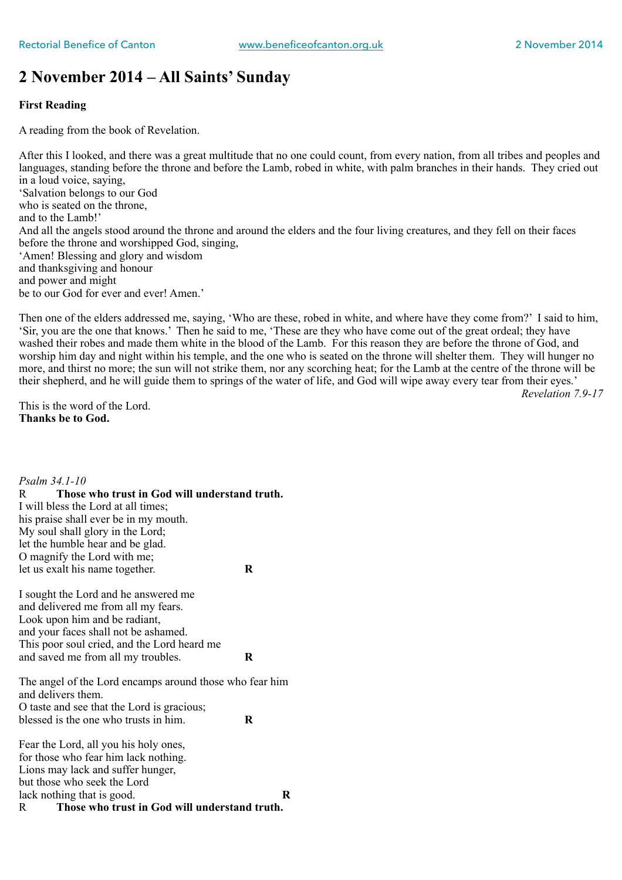# 2 November 2014 – All Saints' Sunday

**First Reading**

A reading from the book of Revelation.

After this I looked, and there was a great multitude that no one could count, from every nation, from all tribes and peoples and languages, standing before the throne and before the Lamb, robed in white, with palm branches in their hands. They cried out in a loud voice, saying,
'Salvation belongs to our God
who is seated on the throne,
and to the Lamb!'
And all the angels stood around the throne and around the elders and the four living creatures, and they fell on their faces before the throne and worshipped God, singing,
'Amen! Blessing and glory and wisdom
and thanksgiving and honour
and power and might
be to our God for ever and ever! Amen.'

Then one of the elders addressed me, saying, 'Who are these, robed in white, and where have they come from?' I said to him, 'Sir, you are the one that knows.' Then he said to me, 'These are they who have come out of the great ordeal; they have washed their robes and made them white in the blood of the Lamb. For this reason they are before the throne of God, and worship him day and night within his temple, and the one who is seated on the throne will shelter them. They will hunger no more, and thirst no more; the sun will not strike them, nor any scorching heat; for the Lamb at the centre of the throne will be their shepherd, and he will guide them to springs of the water of life, and God will wipe away every tear from their eyes.'

*Revelation 7.9-17*

This is the word of the Lord.
**Thanks be to God.**

*Psalm 34.1-10*

R **Those who trust in God will understand truth.**

I will bless the Lord at all times;
his praise shall ever be in my mouth.
My soul shall glory in the Lord;
let the humble hear and be glad.
O magnify the Lord with me;
let us exalt his name together. **R**

I sought the Lord and he answered me
and delivered me from all my fears.
Look upon him and be radiant,
and your faces shall not be ashamed.
This poor soul cried, and the Lord heard me
and saved me from all my troubles. **R**

The angel of the Lord encamps around those who fear him
and delivers them.
O taste and see that the Lord is gracious;
blessed is the one who trusts in him. **R**

Fear the Lord, all you his holy ones,
for those who fear him lack nothing.
Lions may lack and suffer hunger,
but those who seek the Lord
lack nothing that is good. **R**

R **Those who trust in God will understand truth.**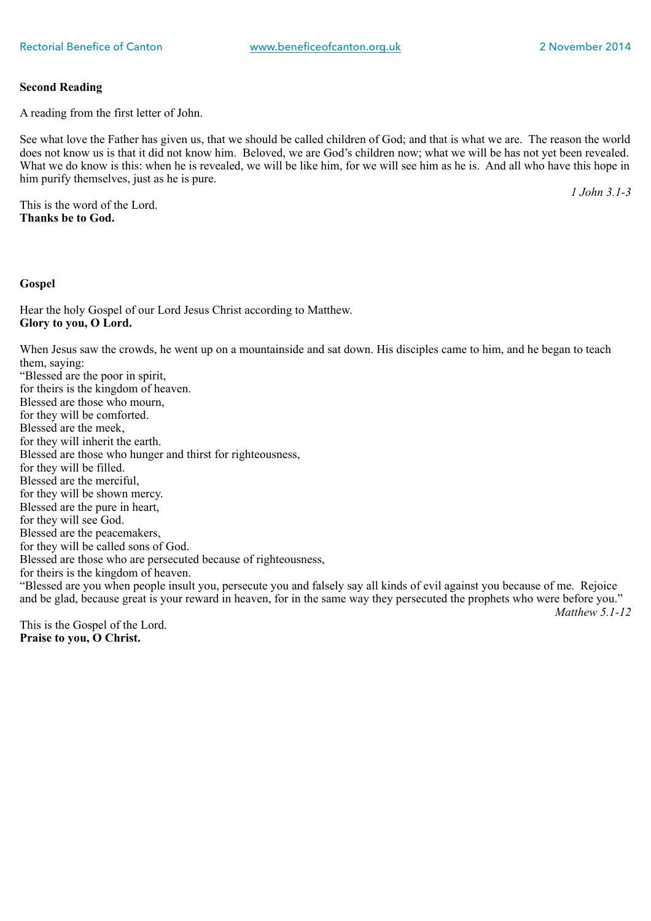**Second Reading**

A reading from the first letter of John.

See what love the Father has given us, that we should be called children of God; and that is what we are. The reason the world does not know us is that it did not know him. Beloved, we are God's children now; what we will be has not yet been revealed. What we do know is this: when he is revealed, we will be like him, for we will see him as he is. And all who have this hope in him purify themselves, just as he is pure.

*1 John 3.1-3*

This is the word of the Lord.
**Thanks be to God.**

**Gospel**

Hear the holy Gospel of our Lord Jesus Christ according to Matthew.
**Glory to you, O Lord.**

When Jesus saw the crowds, he went up on a mountainside and sat down. His disciples came to him, and he began to teach them, saying:
"Blessed are the poor in spirit,
for theirs is the kingdom of heaven.
Blessed are those who mourn,
for they will be comforted.
Blessed are the meek,
for they will inherit the earth.
Blessed are those who hunger and thirst for righteousness,
for they will be filled.
Blessed are the merciful,
for they will be shown mercy.
Blessed are the pure in heart,
for they will see God.
Blessed are the peacemakers,
for they will be called sons of God.
Blessed are those who are persecuted because of righteousness,
for theirs is the kingdom of heaven.
"Blessed are you when people insult you, persecute you and falsely say all kinds of evil against you because of me. Rejoice and be glad, because great is your reward in heaven, for in the same way they persecuted the prophets who were before you."

*Matthew 5.1-12*

This is the Gospel of the Lord.
**Praise to you, O Christ.**